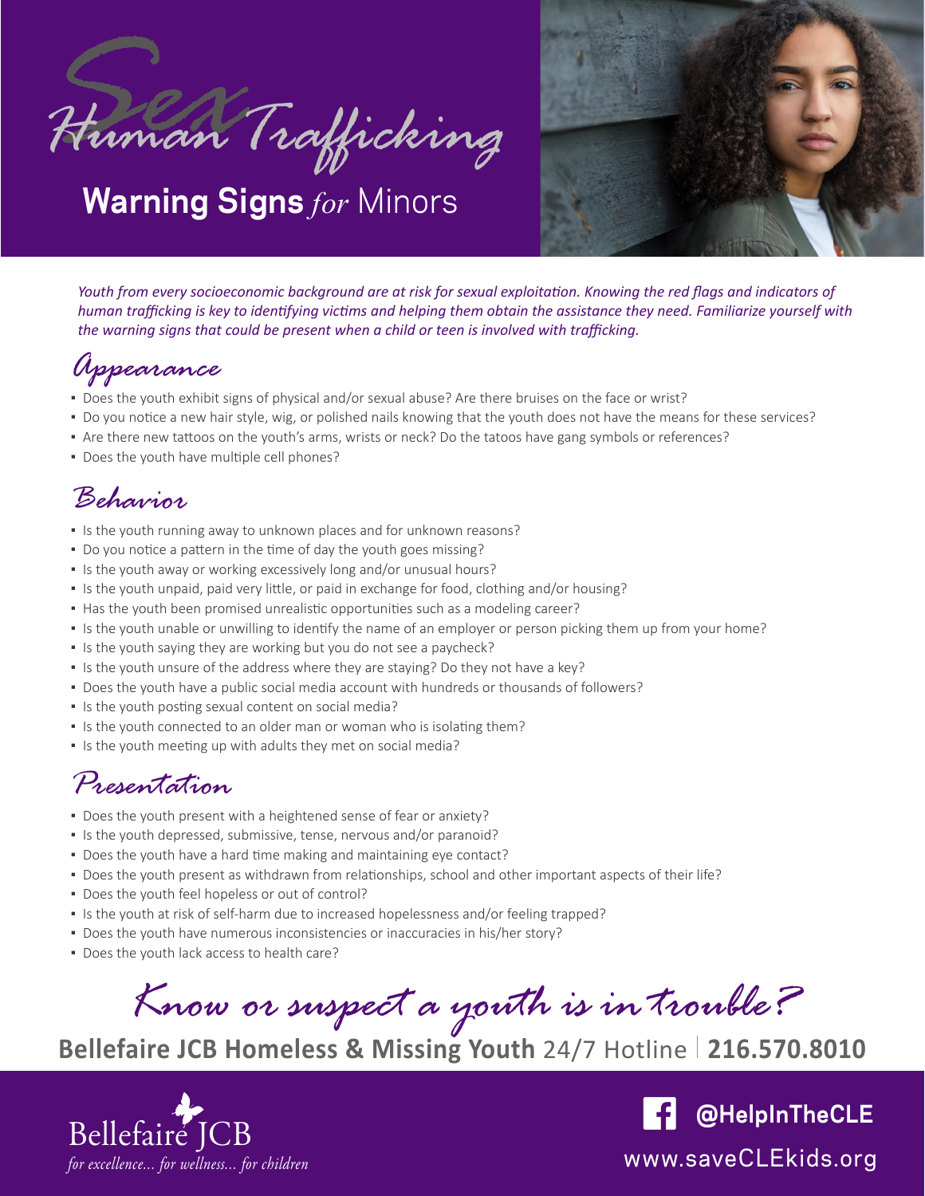# Sex Human Trafficking

## **Warning Signs** *for* Minors

*Youth from every socioeconomic background are at risk for sexual exploitation. Knowing the red flags and indicators of human trafficking is key to identifying victims and helping them obtain the assistance they need. Familiarize yourself with the warning signs that could be present when a child or teen is involved with trafficking.*

## Appearance

- Does the youth exhibit signs of physical and/or sexual abuse? Are there bruises on the face or wrist?
- Do you notice a new hair style, wig, or polished nails knowing that the youth does not have the means for these services?
- Are there new tattoos on the youth's arms, wrists or neck? Do the tatoos have gang symbols or references?
- Does the youth have multiple cell phones?

## Behavior

- Is the youth running away to unknown places and for unknown reasons?
- Do you notice a pattern in the time of day the youth goes missing?
- Is the youth away or working excessively long and/or unusual hours?
- Is the youth unpaid, paid very little, or paid in exchange for food, clothing and/or housing?
- Has the youth been promised unrealistic opportunities such as a modeling career?
- Is the youth unable or unwilling to identify the name of an employer or person picking them up from your home?
- Is the youth saying they are working but you do not see a paycheck?
- Is the youth unsure of the address where they are staying? Do they not have a key?
- Does the youth have a public social media account with hundreds or thousands of followers?
- Is the youth posting sexual content on social media?
- Is the youth connected to an older man or woman who is isolating them?
- Is the youth meeting up with adults they met on social media?

## Presentation

- Does the youth present with a heightened sense of fear or anxiety?
- Is the youth depressed, submissive, tense, nervous and/or paranoid?
- Does the youth have a hard time making and maintaining eye contact?
- Does the youth present as withdrawn from relationships, school and other important aspects of their life?
- Does the youth feel hopeless or out of control?
- Is the youth at risk of self-harm due to increased hopelessness and/or feeling trapped?
- Does the youth have numerous inconsistencies or inaccuracies in his/her story?
- Does the youth lack access to health care?

## Know or suspect a youth is in trouble?

**Bellefaire JCB Homeless & Missing Youth** 24/7 Hotline | **216.570.8010**

Bellefaire JCB
*for excellence... for wellness... for children*

**@HelpInTheCLE**

www.saveCLEkids.org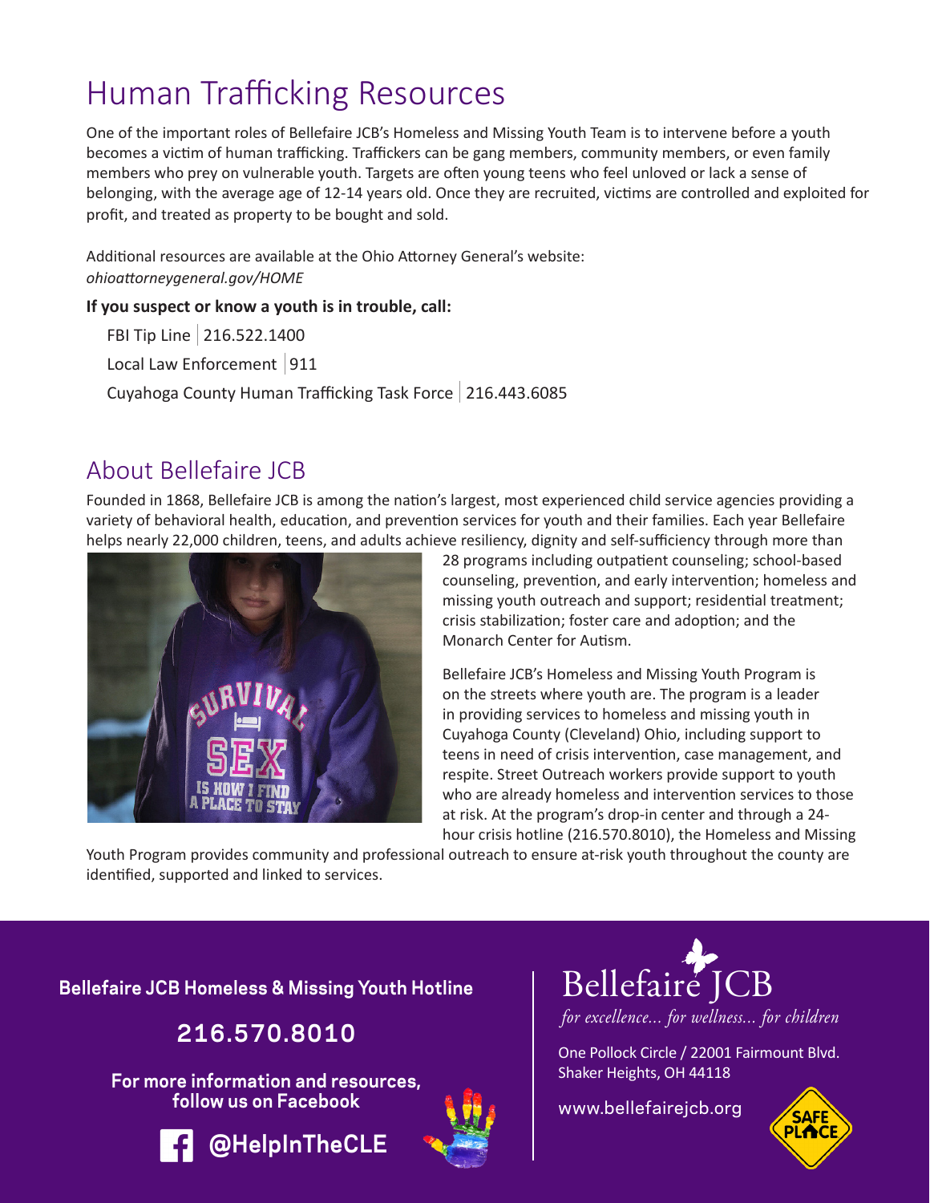# Human Trafficking Resources

One of the important roles of Bellefaire JCB's Homeless and Missing Youth Team is to intervene before a youth becomes a victim of human trafficking. Traffickers can be gang members, community members, or even family members who prey on vulnerable youth. Targets are often young teens who feel unloved or lack a sense of belonging, with the average age of 12-14 years old. Once they are recruited, victims are controlled and exploited for profit, and treated as property to be bought and sold.

Additional resources are available at the Ohio Attorney General's website:
*ohioattorneygeneral.gov/HOME*

**If you suspect or know a youth is in trouble, call:**

- FBI Tip Line | 216.522.1400
- Local Law Enforcement | 911
- Cuyahoga County Human Trafficking Task Force | 216.443.6085

## About Bellefaire JCB

Founded in 1868, Bellefaire JCB is among the nation's largest, most experienced child service agencies providing a variety of behavioral health, education, and prevention services for youth and their families. Each year Bellefaire helps nearly 22,000 children, teens, and adults achieve resiliency, dignity and self-sufficiency through more than 28 programs including outpatient counseling; school-based counseling, prevention, and early intervention; homeless and missing youth outreach and support; residential treatment; crisis stabilization; foster care and adoption; and the Monarch Center for Autism.

Bellefaire JCB's Homeless and Missing Youth Program is on the streets where youth are. The program is a leader in providing services to homeless and missing youth in Cuyahoga County (Cleveland) Ohio, including support to teens in need of crisis intervention, case management, and respite. Street Outreach workers provide support to youth who are already homeless and intervention services to those at risk. At the program's drop-in center and through a 24-hour crisis hotline (216.570.8010), the Homeless and Missing Youth Program provides community and professional outreach to ensure at-risk youth throughout the county are identified, supported and linked to services.

**Bellefaire JCB Homeless & Missing Youth Hotline**

**216.570.8010**

**For more information and resources, follow us on Facebook**

**@HelpInTheCLE**

Bellefaire JCB

*for excellence... for wellness... for children*

One Pollock Circle / 22001 Fairmount Blvd.
Shaker Heights, OH 44118

www.bellefairejcb.org

SAFE PLACE